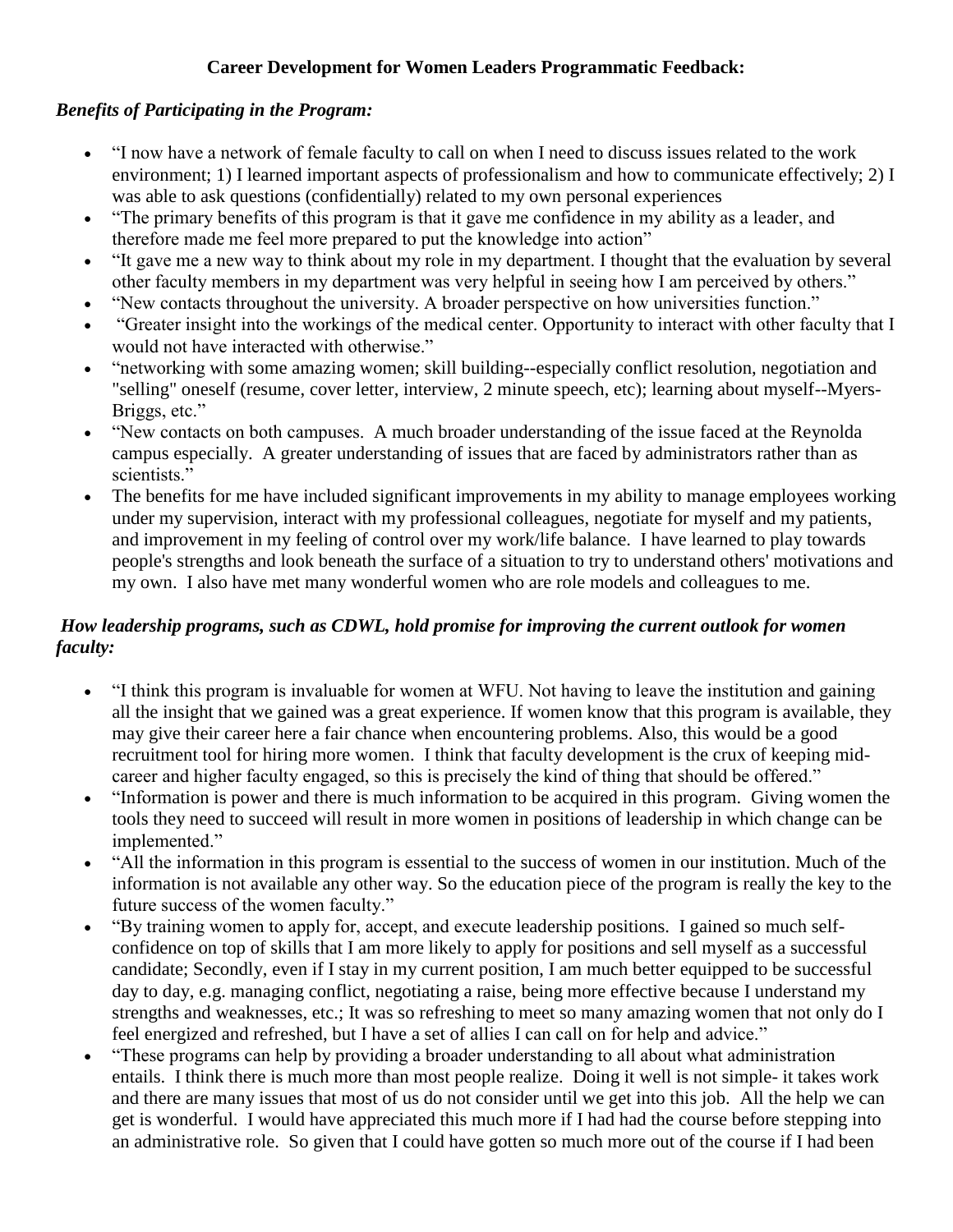**Career Development for Women Leaders Programmatic Feedback:**

***Benefits of Participating in the Program:***

- "I now have a network of female faculty to call on when I need to discuss issues related to the work environment; 1) I learned important aspects of professionalism and how to communicate effectively; 2) I was able to ask questions (confidentially) related to my own personal experiences
- "The primary benefits of this program is that it gave me confidence in my ability as a leader, and therefore made me feel more prepared to put the knowledge into action"
- "It gave me a new way to think about my role in my department. I thought that the evaluation by several other faculty members in my department was very helpful in seeing how I am perceived by others."
- "New contacts throughout the university. A broader perspective on how universities function."
- "Greater insight into the workings of the medical center. Opportunity to interact with other faculty that I would not have interacted with otherwise."
- "networking with some amazing women; skill building--especially conflict resolution, negotiation and "selling" oneself (resume, cover letter, interview, 2 minute speech, etc); learning about myself--Myers-Briggs, etc."
- "New contacts on both campuses. A much broader understanding of the issue faced at the Reynolda campus especially. A greater understanding of issues that are faced by administrators rather than as scientists."
- The benefits for me have included significant improvements in my ability to manage employees working under my supervision, interact with my professional colleagues, negotiate for myself and my patients, and improvement in my feeling of control over my work/life balance. I have learned to play towards people's strengths and look beneath the surface of a situation to try to understand others' motivations and my own. I also have met many wonderful women who are role models and colleagues to me.

***How leadership programs, such as CDWL, hold promise for improving the current outlook for women faculty:***

- "I think this program is invaluable for women at WFU. Not having to leave the institution and gaining all the insight that we gained was a great experience. If women know that this program is available, they may give their career here a fair chance when encountering problems. Also, this would be a good recruitment tool for hiring more women. I think that faculty development is the crux of keeping mid-career and higher faculty engaged, so this is precisely the kind of thing that should be offered."
- "Information is power and there is much information to be acquired in this program. Giving women the tools they need to succeed will result in more women in positions of leadership in which change can be implemented."
- "All the information in this program is essential to the success of women in our institution. Much of the information is not available any other way. So the education piece of the program is really the key to the future success of the women faculty."
- "By training women to apply for, accept, and execute leadership positions. I gained so much self-confidence on top of skills that I am more likely to apply for positions and sell myself as a successful candidate; Secondly, even if I stay in my current position, I am much better equipped to be successful day to day, e.g. managing conflict, negotiating a raise, being more effective because I understand my strengths and weaknesses, etc.; It was so refreshing to meet so many amazing women that not only do I feel energized and refreshed, but I have a set of allies I can call on for help and advice."
- "These programs can help by providing a broader understanding to all about what administration entails. I think there is much more than most people realize. Doing it well is not simple- it takes work and there are many issues that most of us do not consider until we get into this job. All the help we can get is wonderful. I would have appreciated this much more if I had had the course before stepping into an administrative role. So given that I could have gotten so much more out of the course if I had been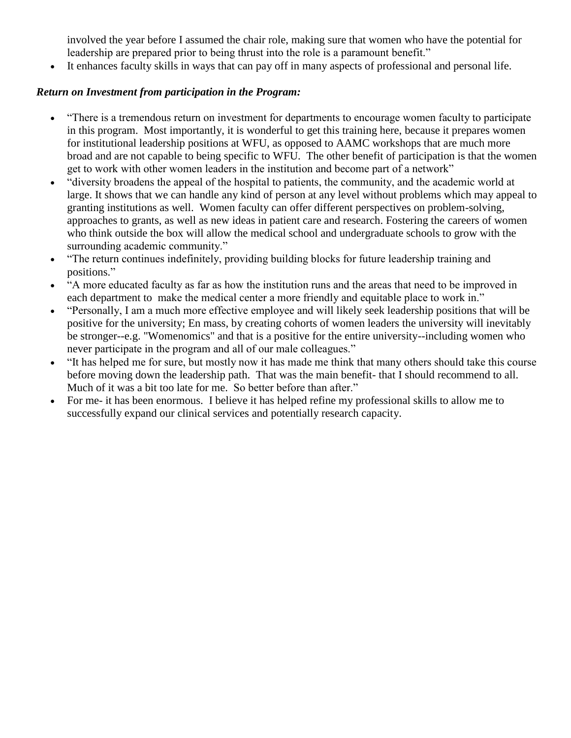involved the year before I assumed the chair role, making sure that women who have the potential for leadership are prepared prior to being thrust into the role is a paramount benefit."

- It enhances faculty skills in ways that can pay off in many aspects of professional and personal life.

***Return on Investment from participation in the Program:***

- "There is a tremendous return on investment for departments to encourage women faculty to participate in this program. Most importantly, it is wonderful to get this training here, because it prepares women for institutional leadership positions at WFU, as opposed to AAMC workshops that are much more broad and are not capable to being specific to WFU. The other benefit of participation is that the women get to work with other women leaders in the institution and become part of a network"
- "diversity broadens the appeal of the hospital to patients, the community, and the academic world at large. It shows that we can handle any kind of person at any level without problems which may appeal to granting institutions as well. Women faculty can offer different perspectives on problem-solving, approaches to grants, as well as new ideas in patient care and research. Fostering the careers of women who think outside the box will allow the medical school and undergraduate schools to grow with the surrounding academic community."
- "The return continues indefinitely, providing building blocks for future leadership training and positions."
- "A more educated faculty as far as how the institution runs and the areas that need to be improved in each department to make the medical center a more friendly and equitable place to work in."
- "Personally, I am a much more effective employee and will likely seek leadership positions that will be positive for the university; En mass, by creating cohorts of women leaders the university will inevitably be stronger--e.g. "Womenomics" and that is a positive for the entire university--including women who never participate in the program and all of our male colleagues."
- "It has helped me for sure, but mostly now it has made me think that many others should take this course before moving down the leadership path. That was the main benefit- that I should recommend to all. Much of it was a bit too late for me. So better before than after."
- For me- it has been enormous. I believe it has helped refine my professional skills to allow me to successfully expand our clinical services and potentially research capacity.